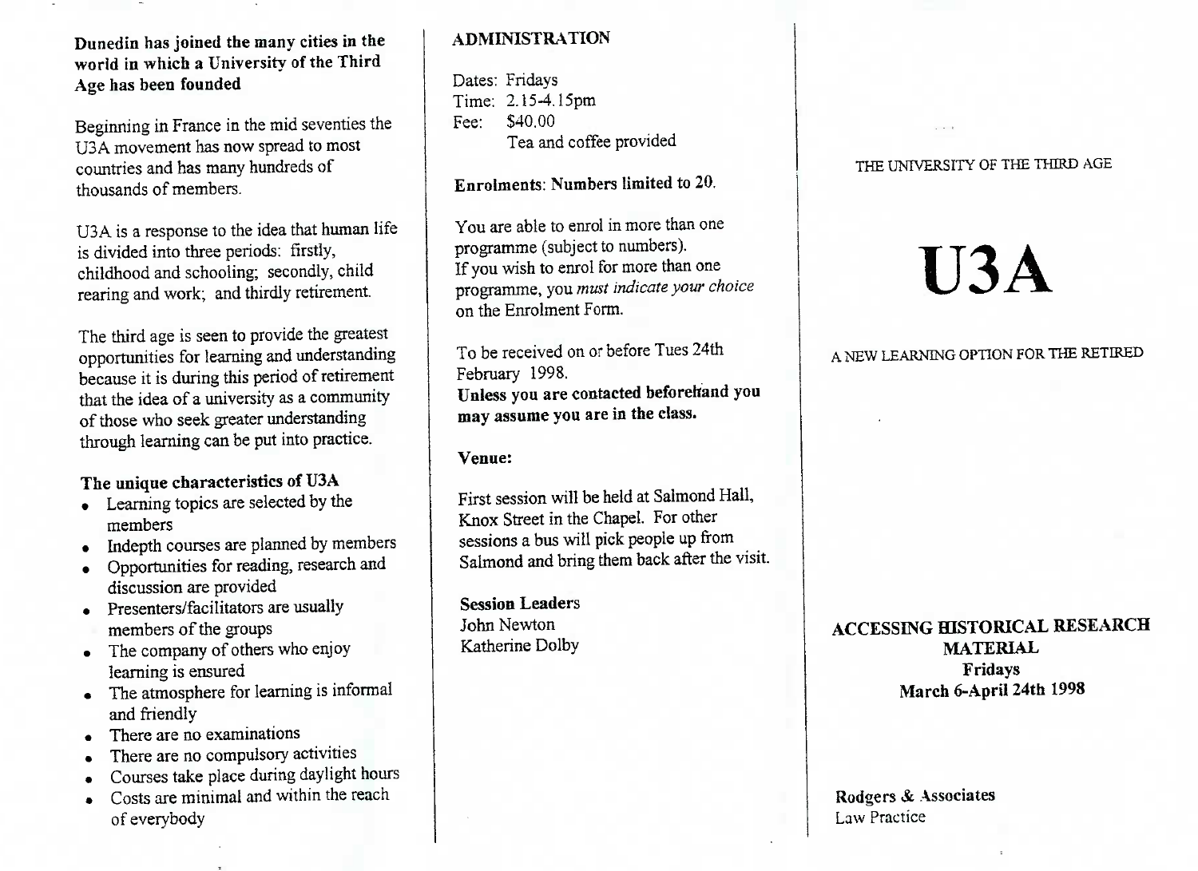**Dunedin has joined the many cities in the world in which a University of the Third Age has been founded**

Beginning in France in the mid seventies the U3A movement has now spread to most countries and has many hundreds of thousands of members.

U3A is a response to the idea that human life is divided into three periods: firstly, childhood and schooling; secondly, child rearing and work; and thirdly retirement.

The third age is seen to provide the greatest opportunities for learning and understanding because it is during this period of retirement that the idea of a university as a community of those who seek greater understanding through learning can be put into practice.

**The unique characteristics of U3A**

- Learning topics are selected by the members
- Indepth courses are planned by members
- Opportunities for reading, research and discussion are provided
- Presenters/facilitators are usually members of the groups
- The company of others who enjoy learning is ensured
- The atmosphere for learning is informal and friendly
- There are no examinations
- There are no compulsory activities
- Courses take place during daylight hours
- Costs are minimal and within the reach of everybody

## ADMINISTRATION

Dates: Fridays
Time: 2.15-4.15pm
Fee: $40.00
Tea and coffee provided

**Enrolments: Numbers limited to 20.**

You are able to enrol in more than one programme (subject to numbers).
If you wish to enrol for more than one programme, you *must indicate your choice* on the Enrolment Form.

To be received on or before Tues 24th February 1998.
**Unless you are contacted beforehand you may assume you are in the class.**

**Venue:**

First session will be held at Salmond Hall, Knox Street in the Chapel. For other sessions a bus will pick people up from Salmond and bring them back after the visit.

**Session Leaders**
John Newton
Katherine Dolby

THE UNIVERSITY OF THE THIRD AGE

# U3A

A NEW LEARNING OPTION FOR THE RETIRED

**ACCESSING HISTORICAL RESEARCH MATERIAL**
**Fridays**
**March 6-April 24th 1998**

**Rodgers & Associates**
Law Practice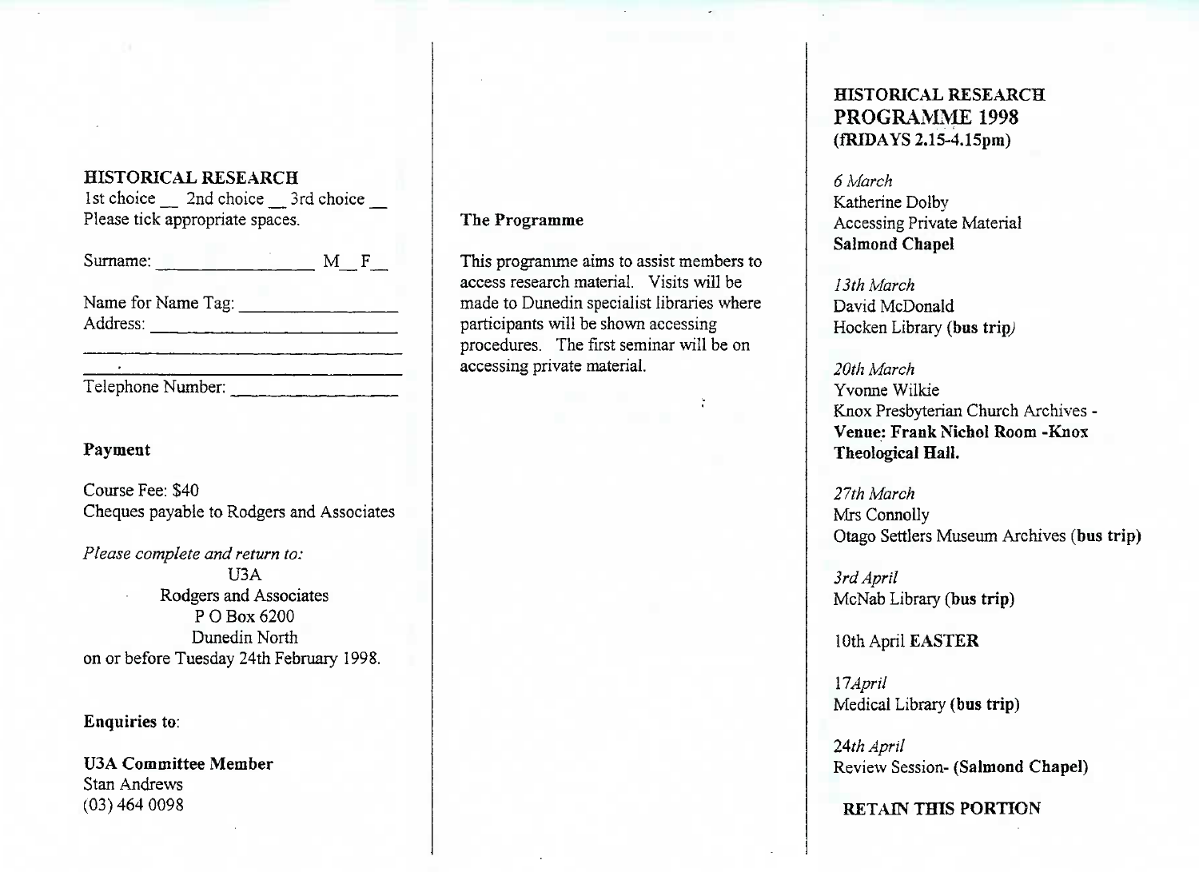## HISTORICAL RESEARCH

1st choice __ 2nd choice __ 3rd choice __
Please tick appropriate spaces.

Surname: ________________ M__ F__

Name for Name Tag: ________________
Address: ________________________

________________________________

________________________________

Telephone Number: ________________

**Payment**

Course Fee: $40
Cheques payable to Rodgers and Associates

*Please complete and return to:*
U3A
Rodgers and Associates
P O Box 6200
Dunedin North
on or before Tuesday 24th February 1998.

**Enquiries to**:

**U3A Committee Member**
Stan Andrews
(03) 464 0098

**The Programme**

This programme aims to assist members to access research material. Visits will be made to Dunedin specialist libraries where participants will be shown accessing procedures. The first seminar will be on accessing private material.

## HISTORICAL RESEARCH PROGRAMME 1998
**(fRIDAYS 2.15-4.15pm)**

*6 March*
Katherine Dolby
Accessing Private Material
**Salmond Chapel**

*13th March*
David McDonald
Hocken Library **(bus trip)**

*20th March*
Yvonne Wilkie
Knox Presbyterian Church Archives -
**Venue: Frank Nichol Room -Knox Theological Hall.**

*27th March*
Mrs Connolly
Otago Settlers Museum Archives (**bus trip)**

*3rd April*
McNab Library **(bus trip)**

10th April **EASTER**

*17April*
Medical Library **(bus trip)**

*24th April*
Review Session- **(Salmond Chapel)**

**RETAIN THIS PORTION**